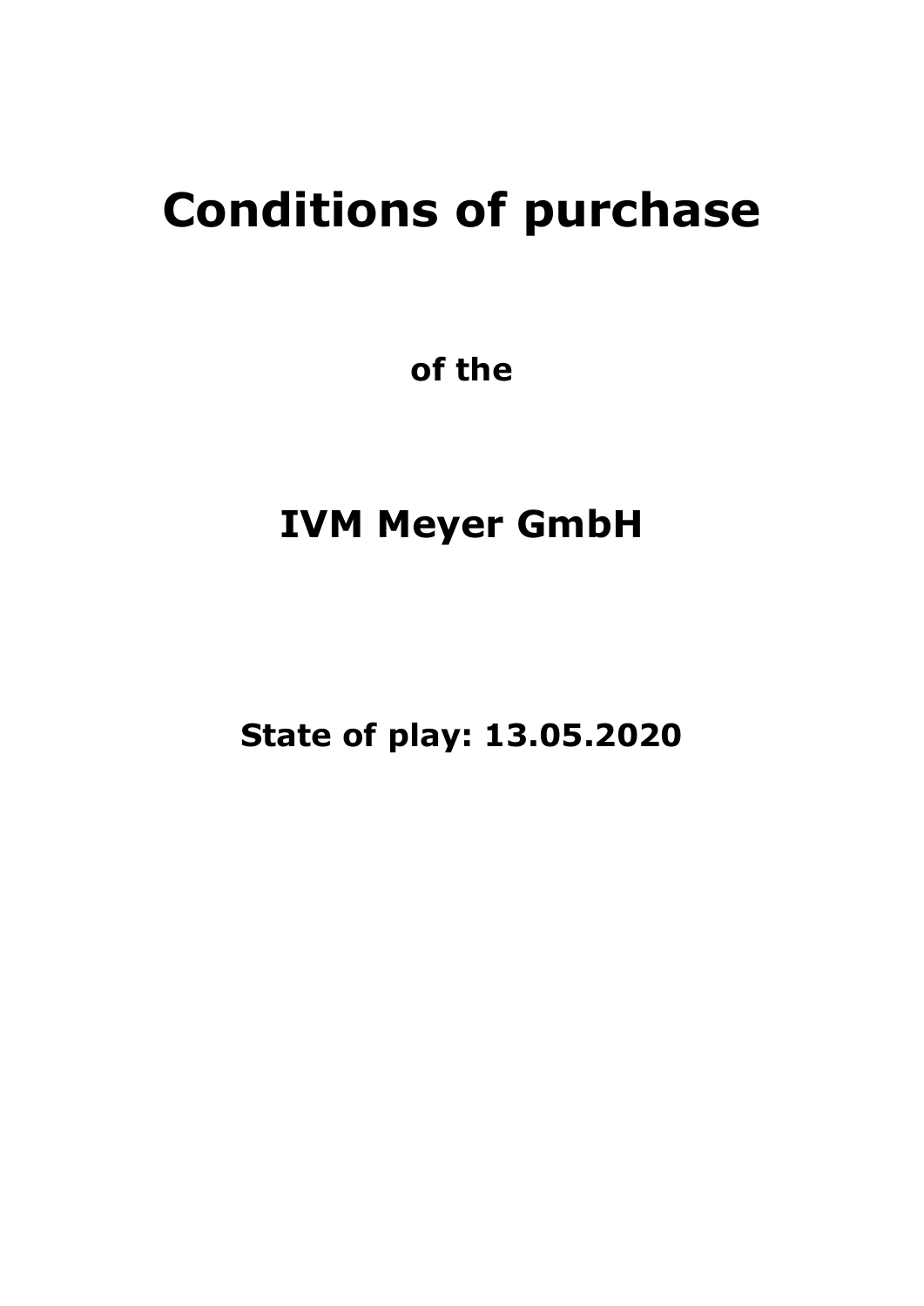# Conditions of purchase

**of the**

## IVM Meyer GmbH

**State of play: 13.05.2020**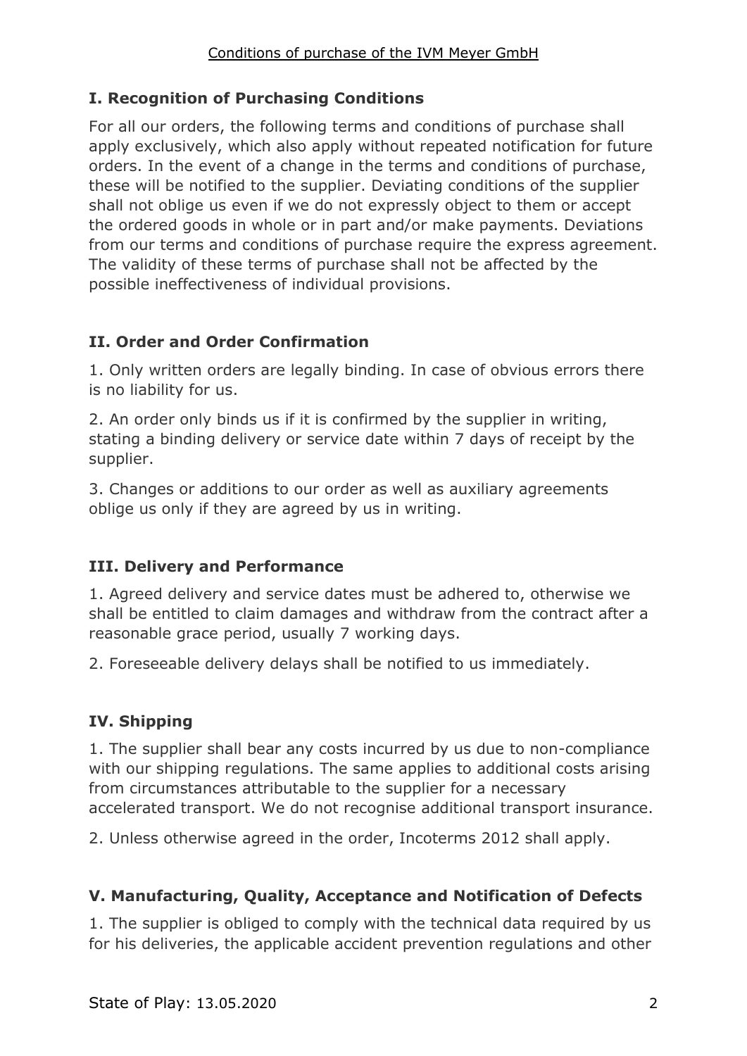## I. Recognition of Purchasing Conditions

For all our orders, the following terms and conditions of purchase shall apply exclusively, which also apply without repeated notification for future orders. In the event of a change in the terms and conditions of purchase, these will be notified to the supplier. Deviating conditions of the supplier shall not oblige us even if we do not expressly object to them or accept the ordered goods in whole or in part and/or make payments. Deviations from our terms and conditions of purchase require the express agreement. The validity of these terms of purchase shall not be affected by the possible ineffectiveness of individual provisions.

## II. Order and Order Confirmation

1. Only written orders are legally binding. In case of obvious errors there is no liability for us.

2. An order only binds us if it is confirmed by the supplier in writing, stating a binding delivery or service date within 7 days of receipt by the supplier.

3. Changes or additions to our order as well as auxiliary agreements oblige us only if they are agreed by us in writing.

## III. Delivery and Performance

1. Agreed delivery and service dates must be adhered to, otherwise we shall be entitled to claim damages and withdraw from the contract after a reasonable grace period, usually 7 working days.

2. Foreseeable delivery delays shall be notified to us immediately.

## IV. Shipping

1. The supplier shall bear any costs incurred by us due to non-compliance with our shipping regulations. The same applies to additional costs arising from circumstances attributable to the supplier for a necessary accelerated transport. We do not recognise additional transport insurance.

2. Unless otherwise agreed in the order, Incoterms 2012 shall apply.

## V. Manufacturing, Quality, Acceptance and Notification of Defects

1. The supplier is obliged to comply with the technical data required by us for his deliveries, the applicable accident prevention regulations and other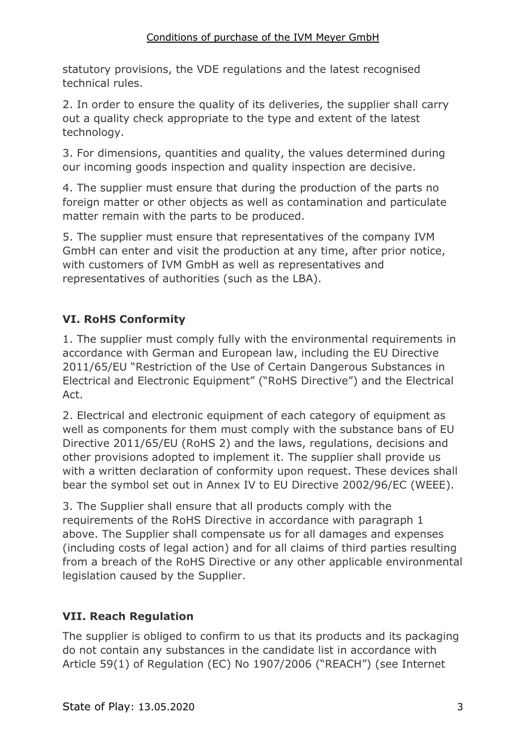statutory provisions, the VDE regulations and the latest recognised technical rules.

2. In order to ensure the quality of its deliveries, the supplier shall carry out a quality check appropriate to the type and extent of the latest technology.

3. For dimensions, quantities and quality, the values determined during our incoming goods inspection and quality inspection are decisive.

4. The supplier must ensure that during the production of the parts no foreign matter or other objects as well as contamination and particulate matter remain with the parts to be produced.

5. The supplier must ensure that representatives of the company IVM GmbH can enter and visit the production at any time, after prior notice, with customers of IVM GmbH as well as representatives and representatives of authorities (such as the LBA).

## VI. RoHS Conformity

1. The supplier must comply fully with the environmental requirements in accordance with German and European law, including the EU Directive 2011/65/EU "Restriction of the Use of Certain Dangerous Substances in Electrical and Electronic Equipment" ("RoHS Directive") and the Electrical Act.

2. Electrical and electronic equipment of each category of equipment as well as components for them must comply with the substance bans of EU Directive 2011/65/EU (RoHS 2) and the laws, regulations, decisions and other provisions adopted to implement it. The supplier shall provide us with a written declaration of conformity upon request. These devices shall bear the symbol set out in Annex IV to EU Directive 2002/96/EC (WEEE).

3. The Supplier shall ensure that all products comply with the requirements of the RoHS Directive in accordance with paragraph 1 above. The Supplier shall compensate us for all damages and expenses (including costs of legal action) and for all claims of third parties resulting from a breach of the RoHS Directive or any other applicable environmental legislation caused by the Supplier.

## VII. Reach Regulation

The supplier is obliged to confirm to us that its products and its packaging do not contain any substances in the candidate list in accordance with Article 59(1) of Regulation (EC) No 1907/2006 ("REACH") (see Internet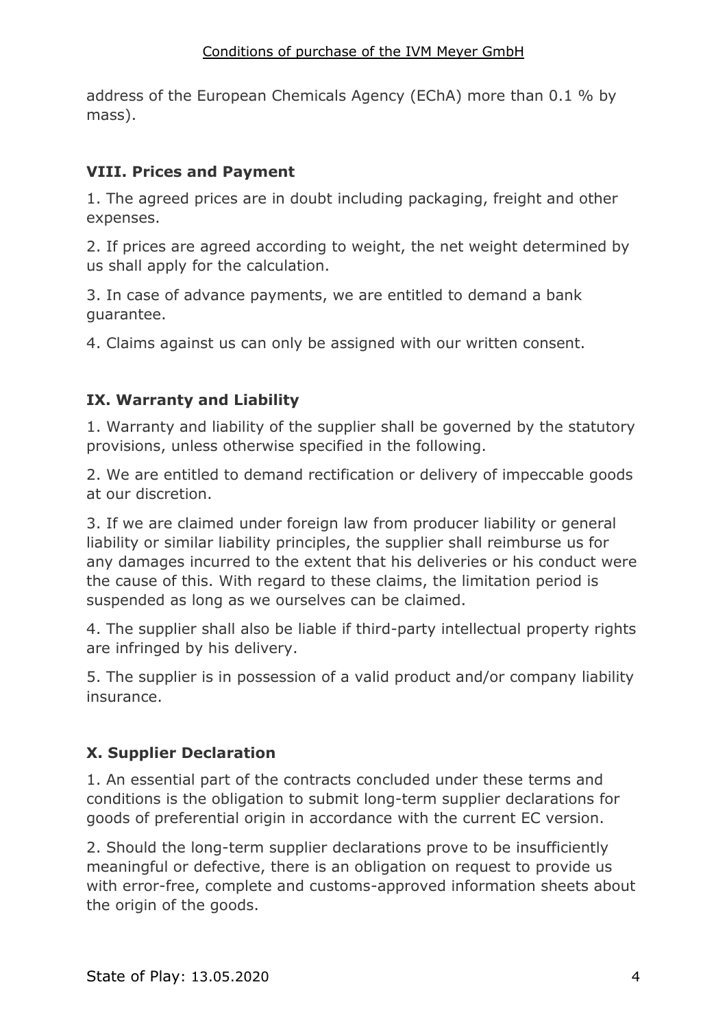address of the European Chemicals Agency (EChA) more than 0.1 % by mass).

## VIII. Prices and Payment

1. The agreed prices are in doubt including packaging, freight and other expenses.

2. If prices are agreed according to weight, the net weight determined by us shall apply for the calculation.

3. In case of advance payments, we are entitled to demand a bank guarantee.

4. Claims against us can only be assigned with our written consent.

## IX. Warranty and Liability

1. Warranty and liability of the supplier shall be governed by the statutory provisions, unless otherwise specified in the following.

2. We are entitled to demand rectification or delivery of impeccable goods at our discretion.

3. If we are claimed under foreign law from producer liability or general liability or similar liability principles, the supplier shall reimburse us for any damages incurred to the extent that his deliveries or his conduct were the cause of this. With regard to these claims, the limitation period is suspended as long as we ourselves can be claimed.

4. The supplier shall also be liable if third-party intellectual property rights are infringed by his delivery.

5. The supplier is in possession of a valid product and/or company liability insurance.

## X. Supplier Declaration

1. An essential part of the contracts concluded under these terms and conditions is the obligation to submit long-term supplier declarations for goods of preferential origin in accordance with the current EC version.

2. Should the long-term supplier declarations prove to be insufficiently meaningful or defective, there is an obligation on request to provide us with error-free, complete and customs-approved information sheets about the origin of the goods.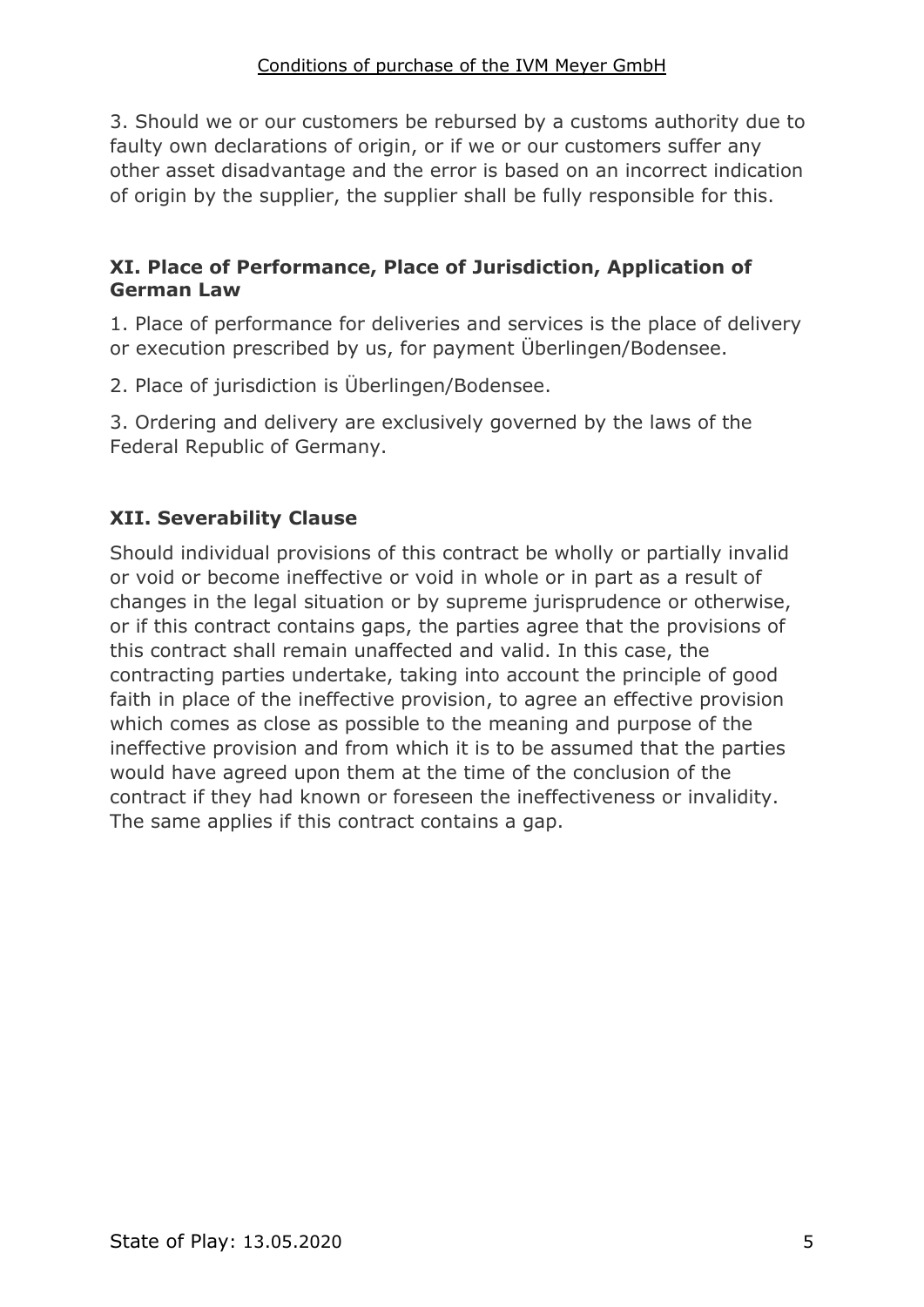3. Should we or our customers be rebursed by a customs authority due to faulty own declarations of origin, or if we or our customers suffer any other asset disadvantage and the error is based on an incorrect indication of origin by the supplier, the supplier shall be fully responsible for this.

## XI. Place of Performance, Place of Jurisdiction, Application of German Law

1. Place of performance for deliveries and services is the place of delivery or execution prescribed by us, for payment Überlingen/Bodensee.

2. Place of jurisdiction is Überlingen/Bodensee.

3. Ordering and delivery are exclusively governed by the laws of the Federal Republic of Germany.

## XII. Severability Clause

Should individual provisions of this contract be wholly or partially invalid or void or become ineffective or void in whole or in part as a result of changes in the legal situation or by supreme jurisprudence or otherwise, or if this contract contains gaps, the parties agree that the provisions of this contract shall remain unaffected and valid. In this case, the contracting parties undertake, taking into account the principle of good faith in place of the ineffective provision, to agree an effective provision which comes as close as possible to the meaning and purpose of the ineffective provision and from which it is to be assumed that the parties would have agreed upon them at the time of the conclusion of the contract if they had known or foreseen the ineffectiveness or invalidity. The same applies if this contract contains a gap.

State of Play: 13.05.2020